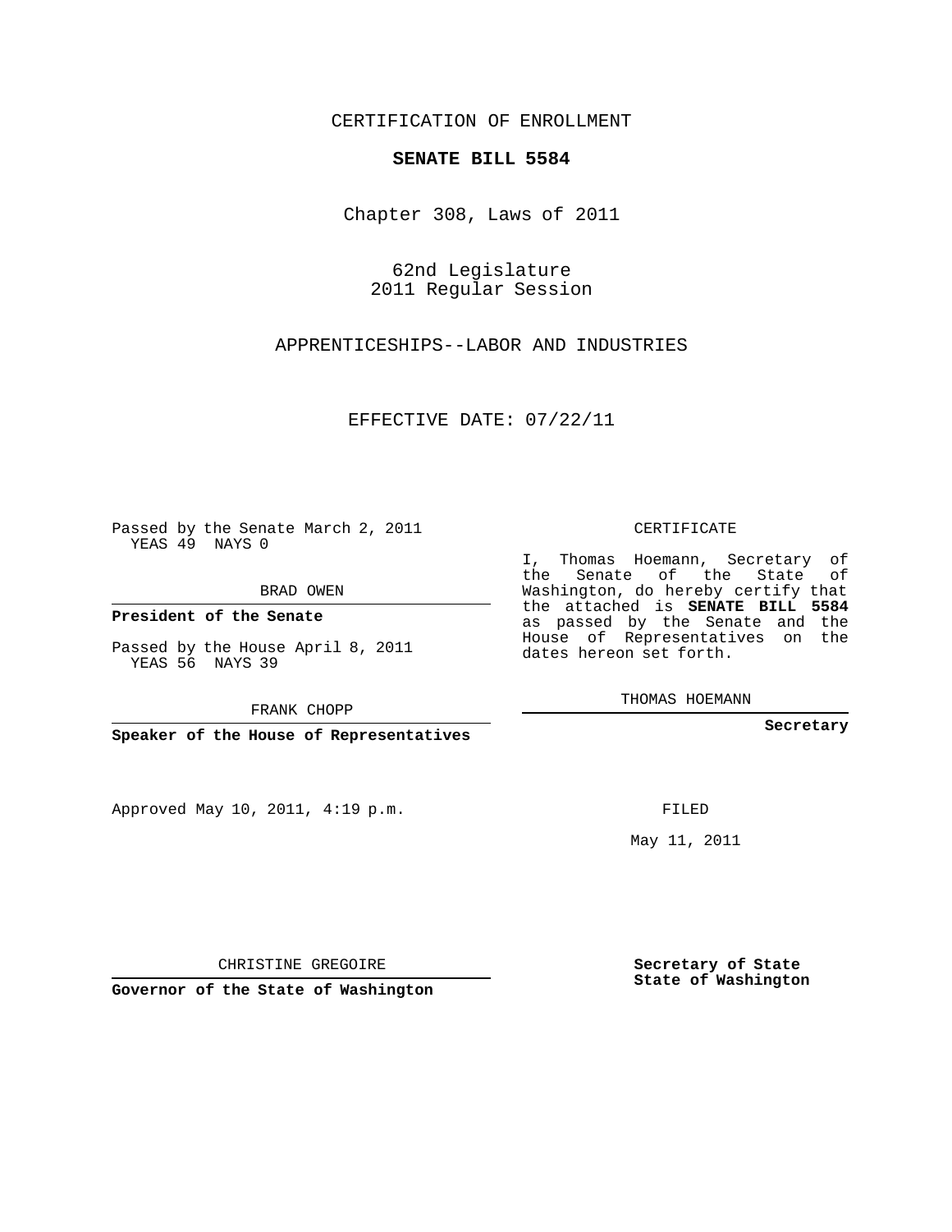CERTIFICATION OF ENROLLMENT

**SENATE BILL 5584**

Chapter 308, Laws of 2011

62nd Legislature
2011 Regular Session

APPRENTICESHIPS--LABOR AND INDUSTRIES

EFFECTIVE DATE: 07/22/11

Passed by the Senate March 2, 2011
YEAS 49 NAYS 0

BRAD OWEN

**President of the Senate**

Passed by the House April 8, 2011
YEAS 56 NAYS 39

FRANK CHOPP

**Speaker of the House of Representatives**

Approved May 10, 2011, 4:19 p.m.

CHRISTINE GREGOIRE

**Governor of the State of Washington**

CERTIFICATE

I, Thomas Hoemann, Secretary of the Senate of the State of Washington, do hereby certify that the attached is **SENATE BILL 5584** as passed by the Senate and the House of Representatives on the dates hereon set forth.

THOMAS HOEMANN

**Secretary**

FILED

May 11, 2011

**Secretary of State**
**State of Washington**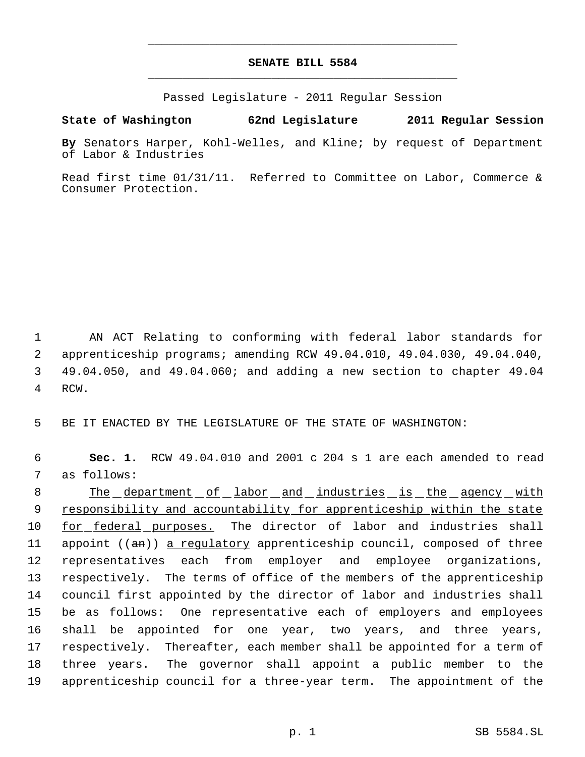**SENATE BILL 5584**

Passed Legislature - 2011 Regular Session

**State of Washington 62nd Legislature 2011 Regular Session**

**By** Senators Harper, Kohl-Welles, and Kline; by request of Department of Labor & Industries

Read first time 01/31/11. Referred to Committee on Labor, Commerce & Consumer Protection.

1 AN ACT Relating to conforming with federal labor standards for
2 apprenticeship programs; amending RCW 49.04.010, 49.04.030, 49.04.040,
3 49.04.050, and 49.04.060; and adding a new section to chapter 49.04
4 RCW.

5 BE IT ENACTED BY THE LEGISLATURE OF THE STATE OF WASHINGTON:

6 **Sec. 1.** RCW 49.04.010 and 2001 c 204 s 1 are each amended to read
7 as follows:

8 The department of labor and industries is the agency with
9 responsibility and accountability for apprenticeship within the state
10 for federal purposes. The director of labor and industries shall
11 appoint ((~~an~~)) a regulatory apprenticeship council, composed of three
12 representatives each from employer and employee organizations,
13 respectively. The terms of office of the members of the apprenticeship
14 council first appointed by the director of labor and industries shall
15 be as follows: One representative each of employers and employees
16 shall be appointed for one year, two years, and three years,
17 respectively. Thereafter, each member shall be appointed for a term of
18 three years. The governor shall appoint a public member to the
19 apprenticeship council for a three-year term. The appointment of the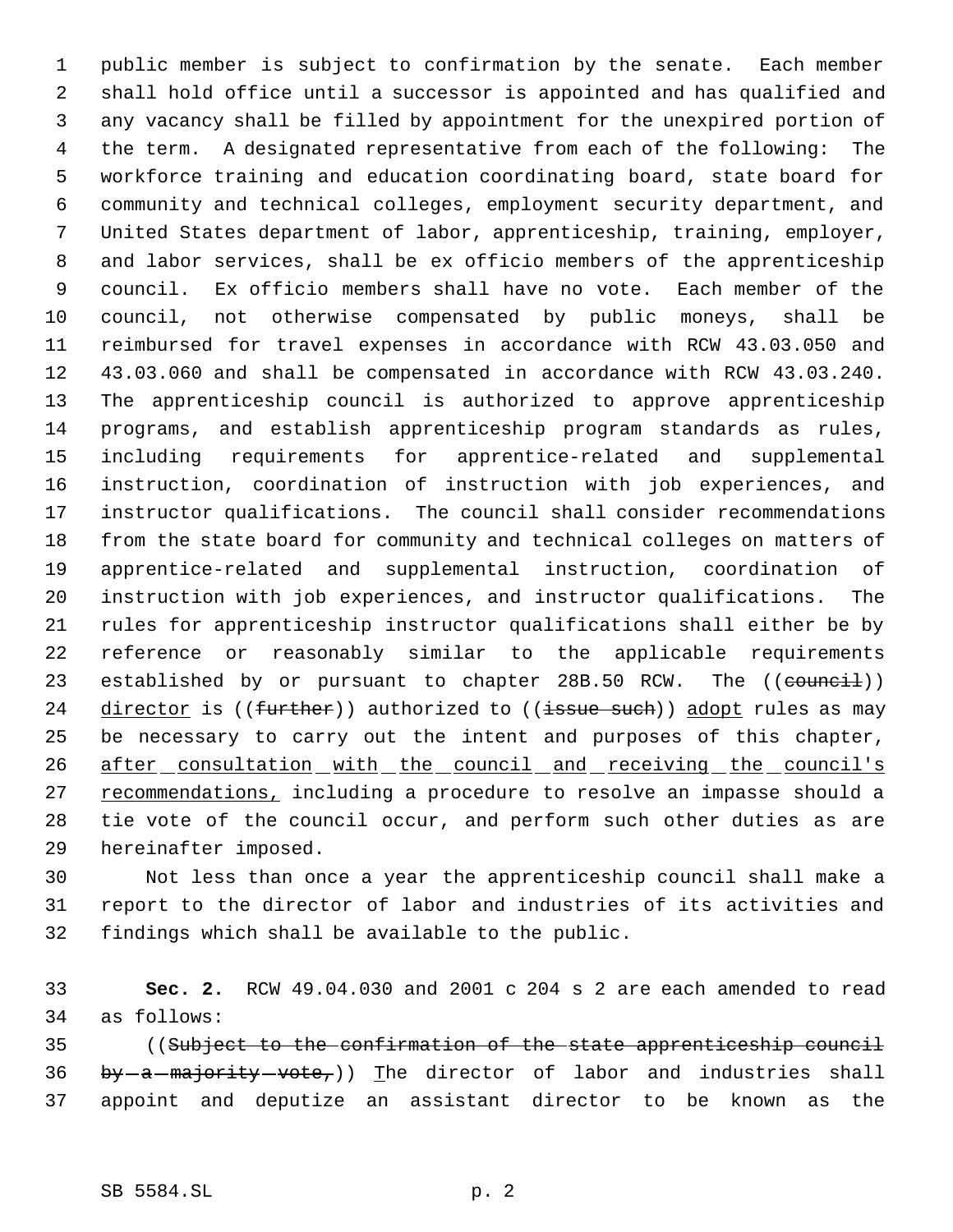public member is subject to confirmation by the senate. Each member shall hold office until a successor is appointed and has qualified and any vacancy shall be filled by appointment for the unexpired portion of the term. A designated representative from each of the following: The workforce training and education coordinating board, state board for community and technical colleges, employment security department, and United States department of labor, apprenticeship, training, employer, and labor services, shall be ex officio members of the apprenticeship council. Ex officio members shall have no vote. Each member of the council, not otherwise compensated by public moneys, shall be reimbursed for travel expenses in accordance with RCW 43.03.050 and 43.03.060 and shall be compensated in accordance with RCW 43.03.240. The apprenticeship council is authorized to approve apprenticeship programs, and establish apprenticeship program standards as rules, including requirements for apprentice-related and supplemental instruction, coordination of instruction with job experiences, and instructor qualifications. The council shall consider recommendations from the state board for community and technical colleges on matters of apprentice-related and supplemental instruction, coordination of instruction with job experiences, and instructor qualifications. The rules for apprenticeship instructor qualifications shall either be by reference or reasonably similar to the applicable requirements established by or pursuant to chapter 28B.50 RCW. The ((~~council~~)) <u>director</u> is ((~~further~~)) authorized to ((~~issue such~~)) <u>adopt</u> rules as may be necessary to carry out the intent and purposes of this chapter, <u>after consultation with the council and receiving the council's recommendations,</u> including a procedure to resolve an impasse should a tie vote of the council occur, and perform such other duties as are hereinafter imposed.

Not less than once a year the apprenticeship council shall make a report to the director of labor and industries of its activities and findings which shall be available to the public.

**Sec. 2.** RCW 49.04.030 and 2001 c 204 s 2 are each amended to read as follows:

((~~Subject to the confirmation of the state apprenticeship council by a majority vote,~~)) <u>T</u>he director of labor and industries shall appoint and deputize an assistant director to be known as the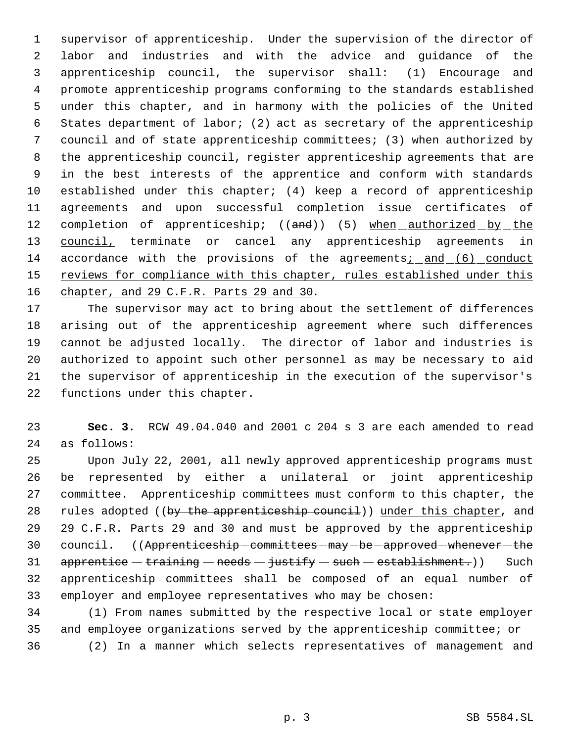supervisor of apprenticeship. Under the supervision of the director of labor and industries and with the advice and guidance of the apprenticeship council, the supervisor shall: (1) Encourage and promote apprenticeship programs conforming to the standards established under this chapter, and in harmony with the policies of the United States department of labor; (2) act as secretary of the apprenticeship council and of state apprenticeship committees; (3) when authorized by the apprenticeship council, register apprenticeship agreements that are in the best interests of the apprentice and conform with standards established under this chapter; (4) keep a record of apprenticeship agreements and upon successful completion issue certificates of completion of apprenticeship; ((~~and~~)) (5) <u>when authorized by the council,</u> terminate or cancel any apprenticeship agreements in accordance with the provisions of the agreements<u>; and (6) conduct reviews for compliance with this chapter, rules established under this chapter, and 29 C.F.R. Parts 29 and 30</u>.

The supervisor may act to bring about the settlement of differences arising out of the apprenticeship agreement where such differences cannot be adjusted locally. The director of labor and industries is authorized to appoint such other personnel as may be necessary to aid the supervisor of apprenticeship in the execution of the supervisor's functions under this chapter.

**Sec. 3.** RCW 49.04.040 and 2001 c 204 s 3 are each amended to read as follows:

Upon July 22, 2001, all newly approved apprenticeship programs must be represented by either a unilateral or joint apprenticeship committee. Apprenticeship committees must conform to this chapter, the rules adopted ((~~by the apprenticeship council~~)) <u>under this chapter</u>, and 29 C.F.R. Part<u>s</u> 29 <u>and 30</u> and must be approved by the apprenticeship council. ((~~Apprenticeship committees may be approved whenever the apprentice training needs justify such establishment.~~)) Such apprenticeship committees shall be composed of an equal number of employer and employee representatives who may be chosen:

(1) From names submitted by the respective local or state employer and employee organizations served by the apprenticeship committee; or

(2) In a manner which selects representatives of management and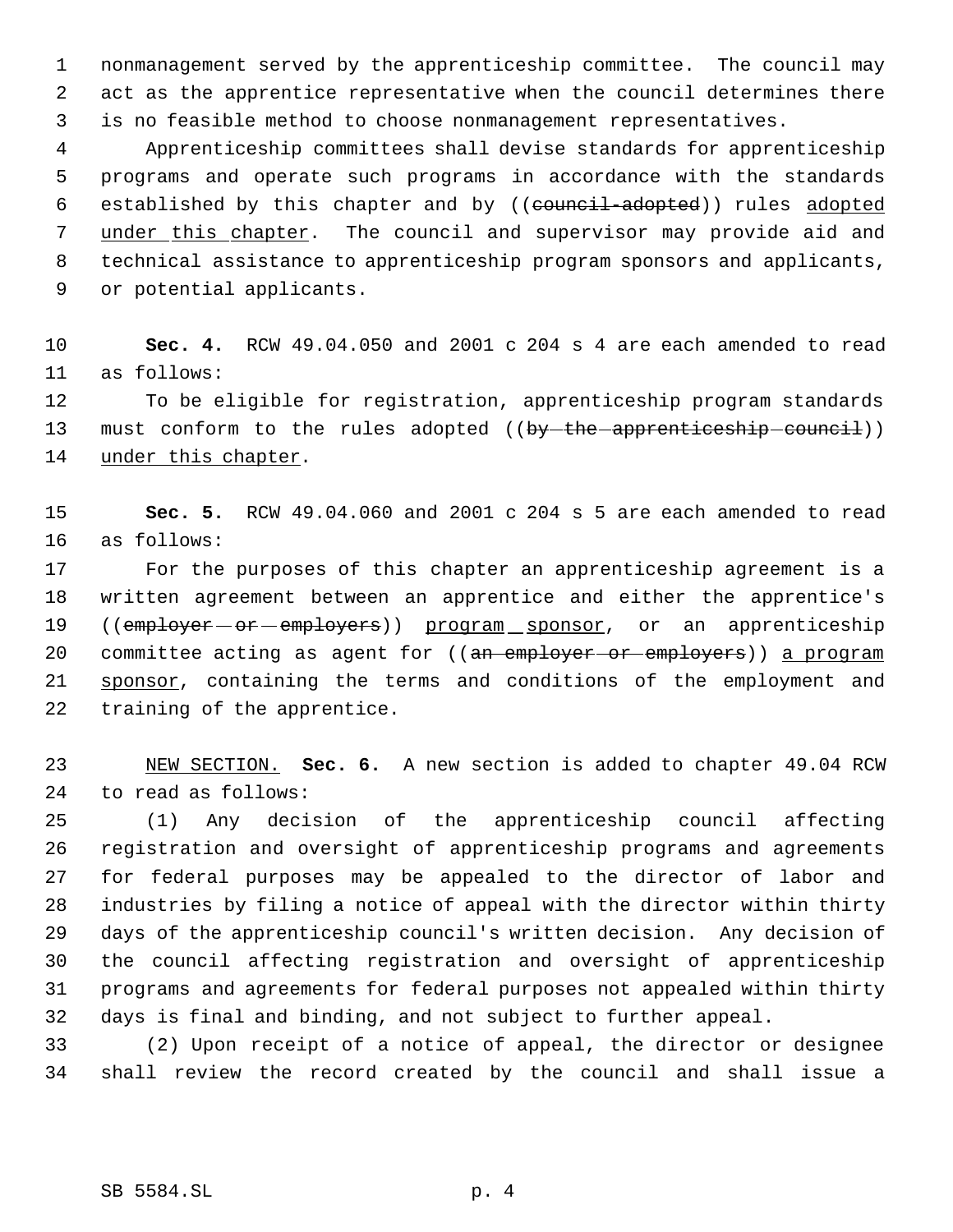nonmanagement served by the apprenticeship committee. The council may act as the apprentice representative when the council determines there is no feasible method to choose nonmanagement representatives.

Apprenticeship committees shall devise standards for apprenticeship programs and operate such programs in accordance with the standards established by this chapter and by ((~~council-adopted~~)) rules <u>adopted under this chapter</u>. The council and supervisor may provide aid and technical assistance to apprenticeship program sponsors and applicants, or potential applicants.

**Sec. 4.** RCW 49.04.050 and 2001 c 204 s 4 are each amended to read as follows:

To be eligible for registration, apprenticeship program standards must conform to the rules adopted ((~~by the apprenticeship council~~)) <u>under this chapter</u>.

**Sec. 5.** RCW 49.04.060 and 2001 c 204 s 5 are each amended to read as follows:

For the purposes of this chapter an apprenticeship agreement is a written agreement between an apprentice and either the apprentice's ((~~employer or employers~~)) <u>program sponsor</u>, or an apprenticeship committee acting as agent for ((~~an employer or employers~~)) <u>a program sponsor</u>, containing the terms and conditions of the employment and training of the apprentice.

<u>NEW SECTION.</u> **Sec. 6.** A new section is added to chapter 49.04 RCW to read as follows:

(1) Any decision of the apprenticeship council affecting registration and oversight of apprenticeship programs and agreements for federal purposes may be appealed to the director of labor and industries by filing a notice of appeal with the director within thirty days of the apprenticeship council's written decision. Any decision of the council affecting registration and oversight of apprenticeship programs and agreements for federal purposes not appealed within thirty days is final and binding, and not subject to further appeal.

(2) Upon receipt of a notice of appeal, the director or designee shall review the record created by the council and shall issue a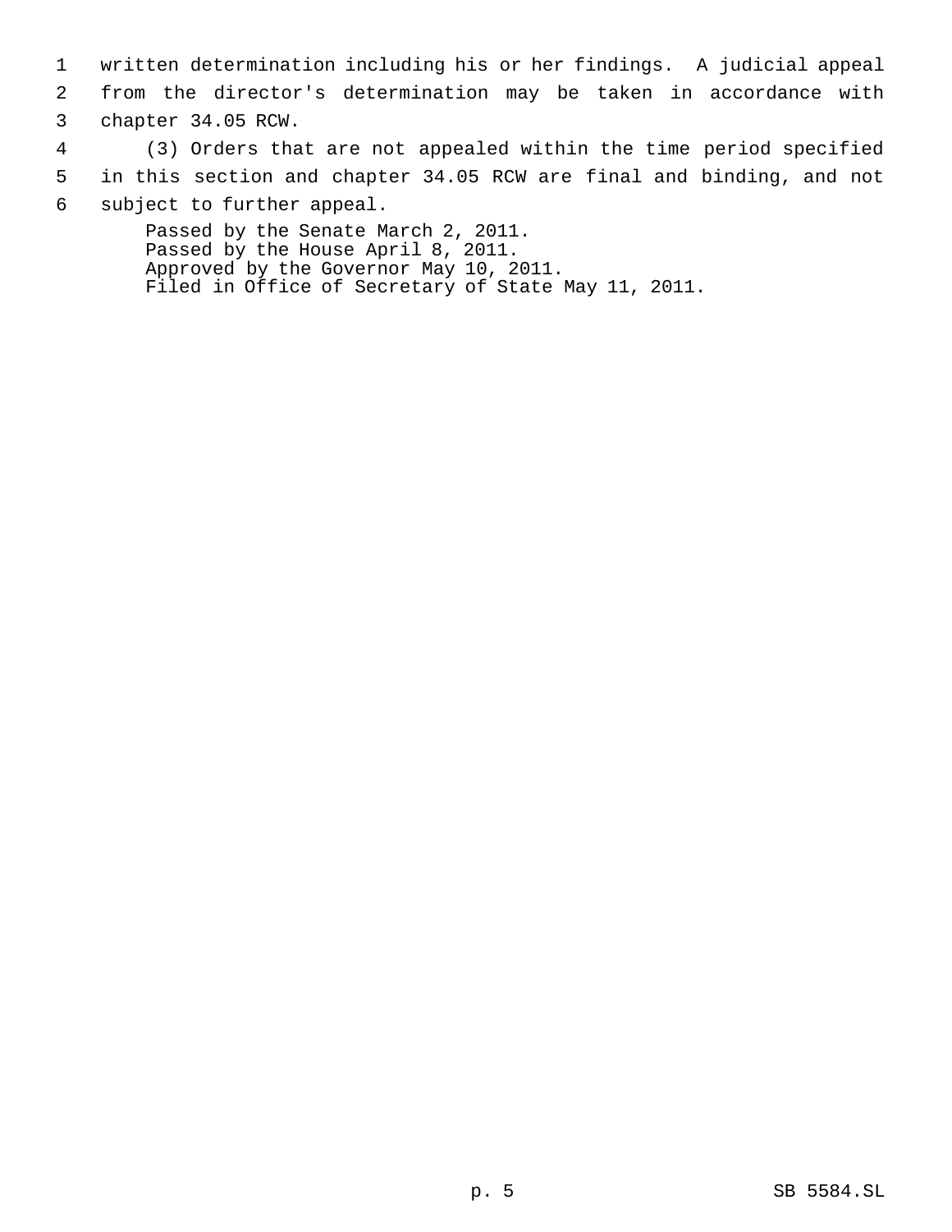written determination including his or her findings. A judicial appeal from the director's determination may be taken in accordance with chapter 34.05 RCW.

(3) Orders that are not appealed within the time period specified in this section and chapter 34.05 RCW are final and binding, and not subject to further appeal.

Passed by the Senate March 2, 2011.
Passed by the House April 8, 2011.
Approved by the Governor May 10, 2011.
Filed in Office of Secretary of State May 11, 2011.